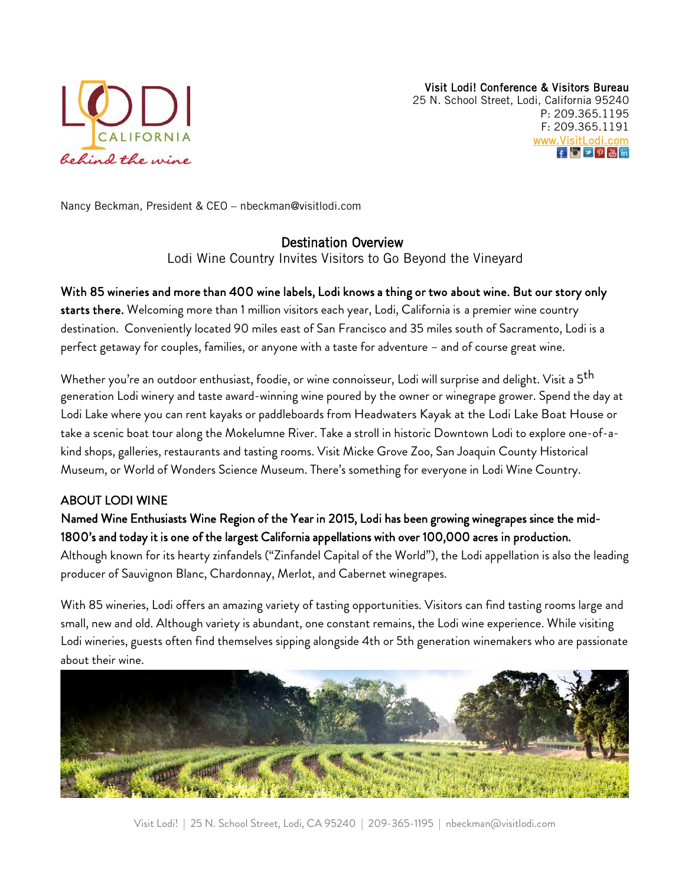Visit Lodi! Conference & Visitors Bureau
25 N. School Street, Lodi, California 95240
P: 209.365.1195
F: 209.365.1191
www.VisitLodi.com

Nancy Beckman, President & CEO – nbeckman@visitlodi.com

## Destination Overview

Lodi Wine Country Invites Visitors to Go Beyond the Vineyard

**With 85 wineries and more than 400 wine labels, Lodi knows a thing or two about wine. But our story only starts there.** Welcoming more than 1 million visitors each year, Lodi, California is a premier wine country destination. Conveniently located 90 miles east of San Francisco and 35 miles south of Sacramento, Lodi is a perfect getaway for couples, families, or anyone with a taste for adventure – and of course great wine.

Whether you're an outdoor enthusiast, foodie, or wine connoisseur, Lodi will surprise and delight. Visit a 5th generation Lodi winery and taste award-winning wine poured by the owner or winegrape grower. Spend the day at Lodi Lake where you can rent kayaks or paddleboards from Headwaters Kayak at the Lodi Lake Boat House or take a scenic boat tour along the Mokelumne River. Take a stroll in historic Downtown Lodi to explore one-of-a-kind shops, galleries, restaurants and tasting rooms. Visit Micke Grove Zoo, San Joaquin County Historical Museum, or World of Wonders Science Museum. There's something for everyone in Lodi Wine Country.

### ABOUT LODI WINE

**Named Wine Enthusiasts Wine Region of the Year in 2015, Lodi has been growing winegrapes since the mid-1800's and today it is one of the largest California appellations with over 100,000 acres in production.** Although known for its hearty zinfandels ("Zinfandel Capital of the World"), the Lodi appellation is also the leading producer of Sauvignon Blanc, Chardonnay, Merlot, and Cabernet winegrapes.

With 85 wineries, Lodi offers an amazing variety of tasting opportunities. Visitors can find tasting rooms large and small, new and old. Although variety is abundant, one constant remains, the Lodi wine experience. While visiting Lodi wineries, guests often find themselves sipping alongside 4th or 5th generation winemakers who are passionate about their wine.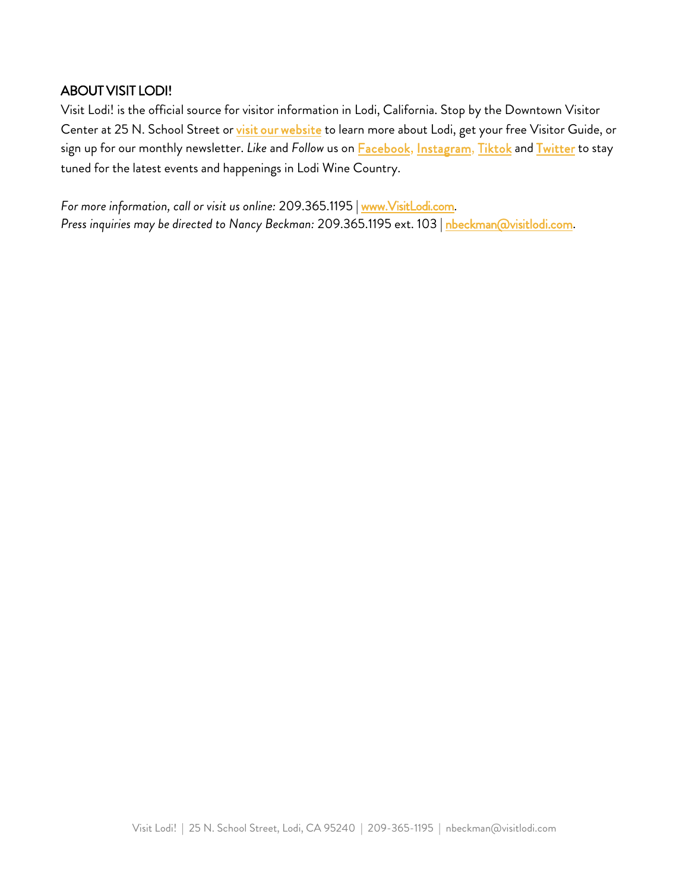## ABOUT VISIT LODI!

Visit Lodi! is the official source for visitor information in Lodi, California. Stop by the Downtown Visitor Center at 25 N. School Street or visit our website to learn more about Lodi, get your free Visitor Guide, or sign up for our monthly newsletter. *Like* and *Follow* us on Facebook, Instagram, Tiktok and Twitter to stay tuned for the latest events and happenings in Lodi Wine Country.

*For more information, call or visit us online:* 209.365.1195 | www.VisitLodi.com.
*Press inquiries may be directed to Nancy Beckman:* 209.365.1195 ext. 103 | nbeckman@visitlodi.com.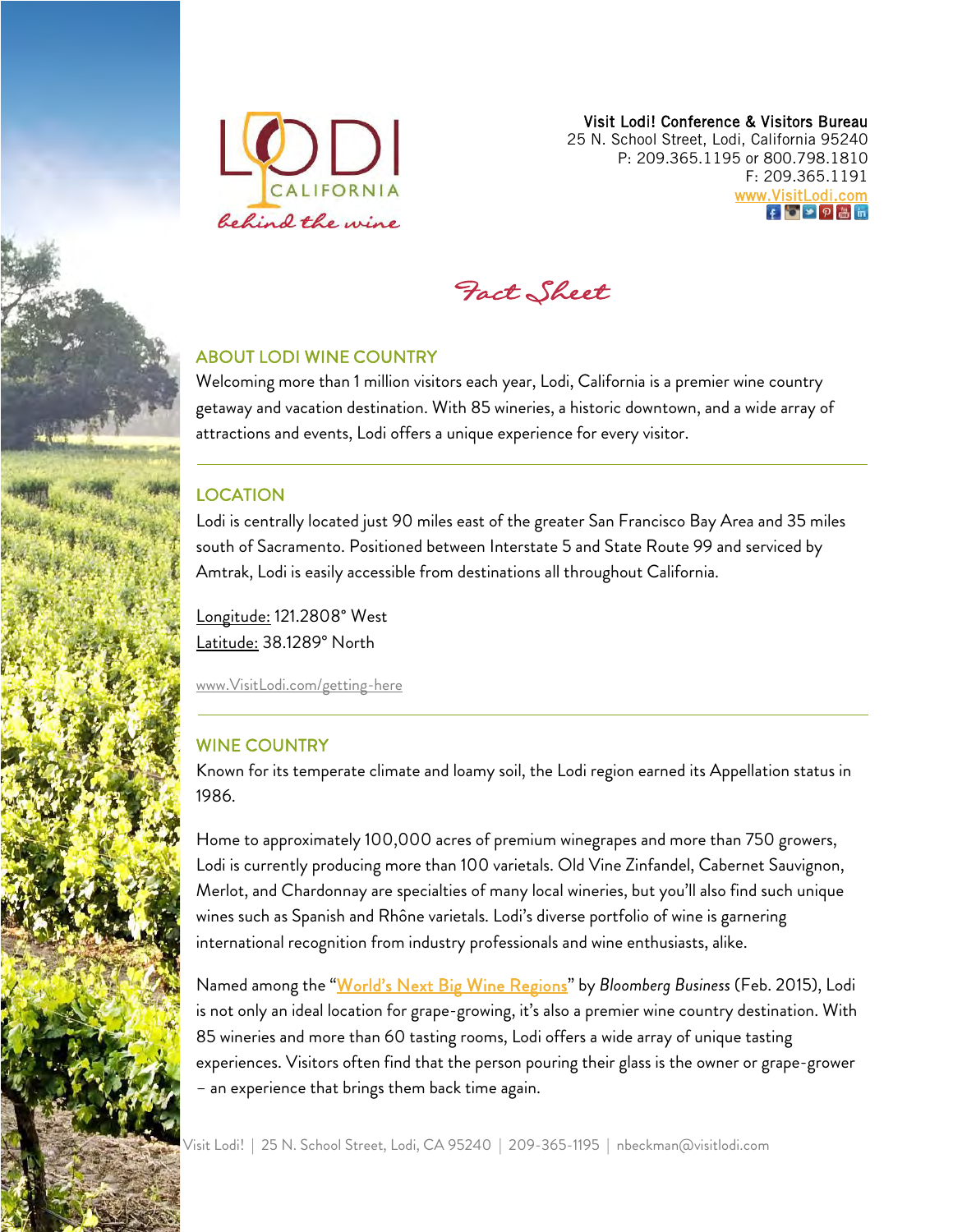Visit Lodi! Conference & Visitors Bureau
25 N. School Street, Lodi, California 95240
P: 209.365.1195 or 800.798.1810
F: 209.365.1191
www.VisitLodi.com

# Fact Sheet

## ABOUT LODI WINE COUNTRY

Welcoming more than 1 million visitors each year, Lodi, California is a premier wine country getaway and vacation destination. With 85 wineries, a historic downtown, and a wide array of attractions and events, Lodi offers a unique experience for every visitor.

## LOCATION

Lodi is centrally located just 90 miles east of the greater San Francisco Bay Area and 35 miles south of Sacramento. Positioned between Interstate 5 and State Route 99 and serviced by Amtrak, Lodi is easily accessible from destinations all throughout California.

Longitude: 121.2808° West
Latitude: 38.1289° North

www.VisitLodi.com/getting-here

## WINE COUNTRY

Known for its temperate climate and loamy soil, the Lodi region earned its Appellation status in 1986.

Home to approximately 100,000 acres of premium winegrapes and more than 750 growers, Lodi is currently producing more than 100 varietals. Old Vine Zinfandel, Cabernet Sauvignon, Merlot, and Chardonnay are specialties of many local wineries, but you'll also find such unique wines such as Spanish and Rhône varietals. Lodi's diverse portfolio of wine is garnering international recognition from industry professionals and wine enthusiasts, alike.

Named among the "World's Next Big Wine Regions" by *Bloomberg Business* (Feb. 2015), Lodi is not only an ideal location for grape-growing, it's also a premier wine country destination. With 85 wineries and more than 60 tasting rooms, Lodi offers a wide array of unique tasting experiences. Visitors often find that the person pouring their glass is the owner or grape-grower – an experience that brings them back time again.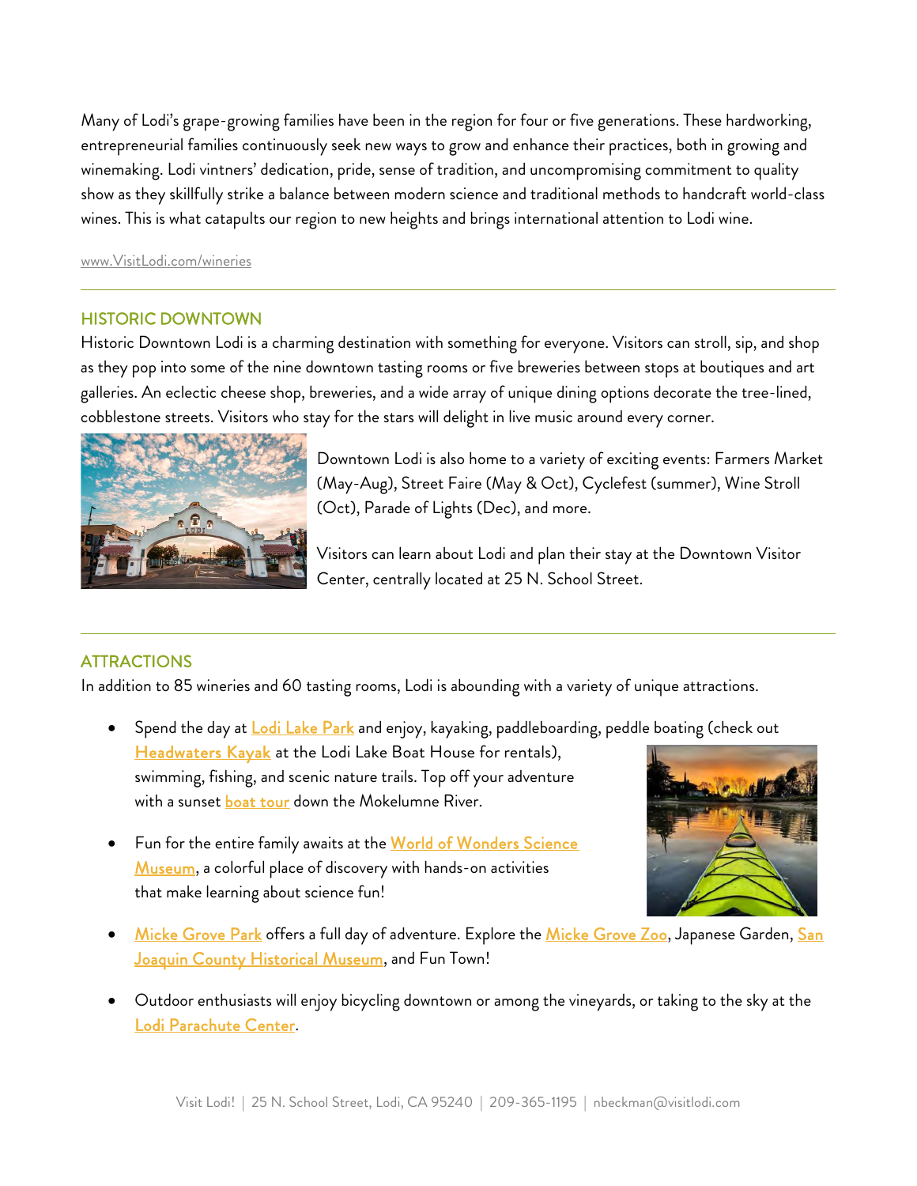Many of Lodi's grape-growing families have been in the region for four or five generations. These hardworking, entrepreneurial families continuously seek new ways to grow and enhance their practices, both in growing and winemaking. Lodi vintners' dedication, pride, sense of tradition, and uncompromising commitment to quality show as they skillfully strike a balance between modern science and traditional methods to handcraft world-class wines. This is what catapults our region to new heights and brings international attention to Lodi wine.

www.VisitLodi.com/wineries

## HISTORIC DOWNTOWN

Historic Downtown Lodi is a charming destination with something for everyone. Visitors can stroll, sip, and shop as they pop into some of the nine downtown tasting rooms or five breweries between stops at boutiques and art galleries. An eclectic cheese shop, breweries, and a wide array of unique dining options decorate the tree-lined, cobblestone streets. Visitors who stay for the stars will delight in live music around every corner.

Downtown Lodi is also home to a variety of exciting events: Farmers Market (May-Aug), Street Faire (May & Oct), Cyclefest (summer), Wine Stroll (Oct), Parade of Lights (Dec), and more.

Visitors can learn about Lodi and plan their stay at the Downtown Visitor Center, centrally located at 25 N. School Street.

## ATTRACTIONS

In addition to 85 wineries and 60 tasting rooms, Lodi is abounding with a variety of unique attractions.

- Spend the day at Lodi Lake Park and enjoy, kayaking, paddleboarding, peddle boating (check out Headwaters Kayak at the Lodi Lake Boat House for rentals), swimming, fishing, and scenic nature trails. Top off your adventure with a sunset boat tour down the Mokelumne River.
- Fun for the entire family awaits at the World of Wonders Science Museum, a colorful place of discovery with hands-on activities that make learning about science fun!
- Micke Grove Park offers a full day of adventure. Explore the Micke Grove Zoo, Japanese Garden, San Joaquin County Historical Museum, and Fun Town!
- Outdoor enthusiasts will enjoy bicycling downtown or among the vineyards, or taking to the sky at the Lodi Parachute Center.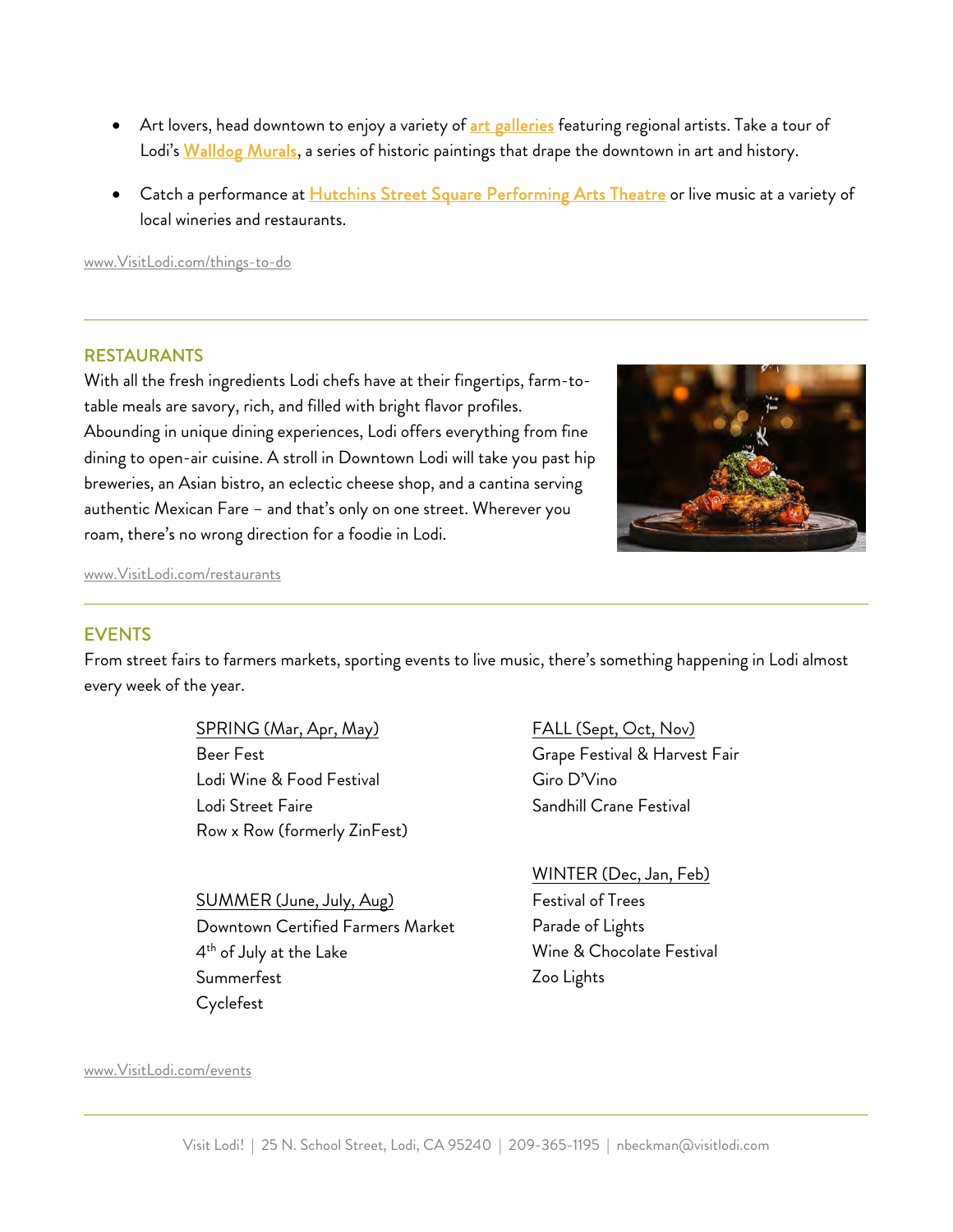- Art lovers, head downtown to enjoy a variety of art galleries featuring regional artists. Take a tour of Lodi's Walldog Murals, a series of historic paintings that drape the downtown in art and history.
- Catch a performance at Hutchins Street Square Performing Arts Theatre or live music at a variety of local wineries and restaurants.

www.VisitLodi.com/things-to-do

---

## RESTAURANTS

With all the fresh ingredients Lodi chefs have at their fingertips, farm-to-table meals are savory, rich, and filled with bright flavor profiles. Abounding in unique dining experiences, Lodi offers everything from fine dining to open-air cuisine. A stroll in Downtown Lodi will take you past hip breweries, an Asian bistro, an eclectic cheese shop, and a cantina serving authentic Mexican Fare – and that's only on one street. Wherever you roam, there's no wrong direction for a foodie in Lodi.

www.VisitLodi.com/restaurants

---

## EVENTS

From street fairs to farmers markets, sporting events to live music, there's something happening in Lodi almost every week of the year.

SPRING (Mar, Apr, May)
Beer Fest
Lodi Wine & Food Festival
Lodi Street Faire
Row x Row (formerly ZinFest)

SUMMER (June, July, Aug)
Downtown Certified Farmers Market
4th of July at the Lake
Summerfest
Cyclefest

FALL (Sept, Oct, Nov)
Grape Festival & Harvest Fair
Giro D'Vino
Sandhill Crane Festival

WINTER (Dec, Jan, Feb)
Festival of Trees
Parade of Lights
Wine & Chocolate Festival
Zoo Lights

www.VisitLodi.com/events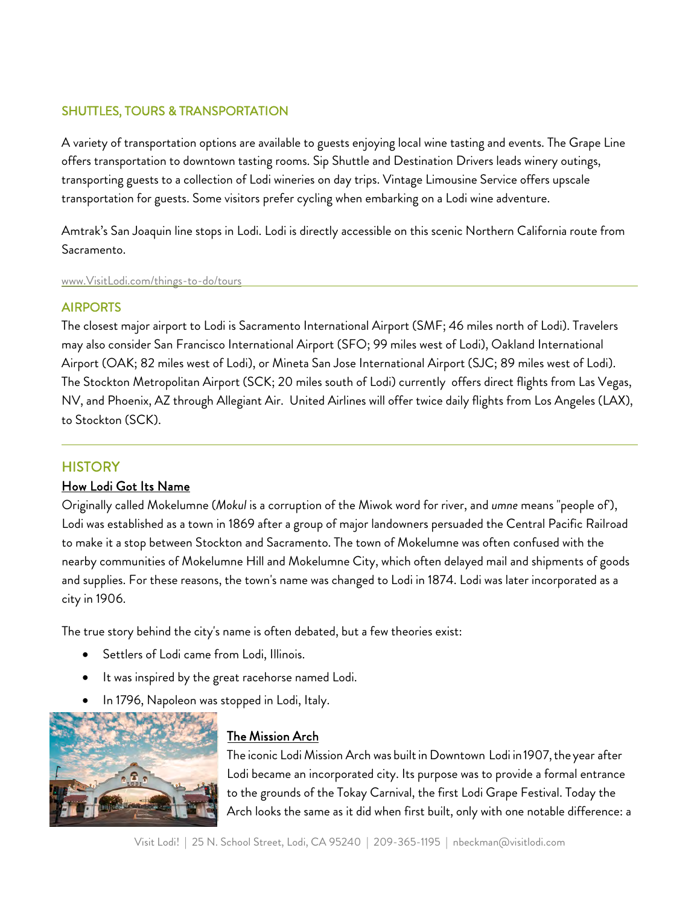## SHUTTLES, TOURS & TRANSPORTATION

A variety of transportation options are available to guests enjoying local wine tasting and events. The Grape Line offers transportation to downtown tasting rooms. Sip Shuttle and Destination Drivers leads winery outings, transporting guests to a collection of Lodi wineries on day trips. Vintage Limousine Service offers upscale transportation for guests. Some visitors prefer cycling when embarking on a Lodi wine adventure.

Amtrak's San Joaquin line stops in Lodi. Lodi is directly accessible on this scenic Northern California route from Sacramento.

www.VisitLodi.com/things-to-do/tours

## AIRPORTS

The closest major airport to Lodi is Sacramento International Airport (SMF; 46 miles north of Lodi). Travelers may also consider San Francisco International Airport (SFO; 99 miles west of Lodi), Oakland International Airport (OAK; 82 miles west of Lodi), or Mineta San Jose International Airport (SJC; 89 miles west of Lodi). The Stockton Metropolitan Airport (SCK; 20 miles south of Lodi) currently offers direct flights from Las Vegas, NV, and Phoenix, AZ through Allegiant Air. United Airlines will offer twice daily flights from Los Angeles (LAX), to Stockton (SCK).

## HISTORY

### How Lodi Got Its Name

Originally called Mokelumne (*Mokul* is a corruption of the Miwok word for river, and *umne* means "people of"), Lodi was established as a town in 1869 after a group of major landowners persuaded the Central Pacific Railroad to make it a stop between Stockton and Sacramento. The town of Mokelumne was often confused with the nearby communities of Mokelumne Hill and Mokelumne City, which often delayed mail and shipments of goods and supplies. For these reasons, the town's name was changed to Lodi in 1874. Lodi was later incorporated as a city in 1906.

The true story behind the city's name is often debated, but a few theories exist:

- Settlers of Lodi came from Lodi, Illinois.
- It was inspired by the great racehorse named Lodi.
- In 1796, Napoleon was stopped in Lodi, Italy.

### The Mission Arch

The iconic Lodi Mission Arch was built in Downtown Lodi in 1907, the year after Lodi became an incorporated city. Its purpose was to provide a formal entrance to the grounds of the Tokay Carnival, the first Lodi Grape Festival. Today the Arch looks the same as it did when first built, only with one notable difference: a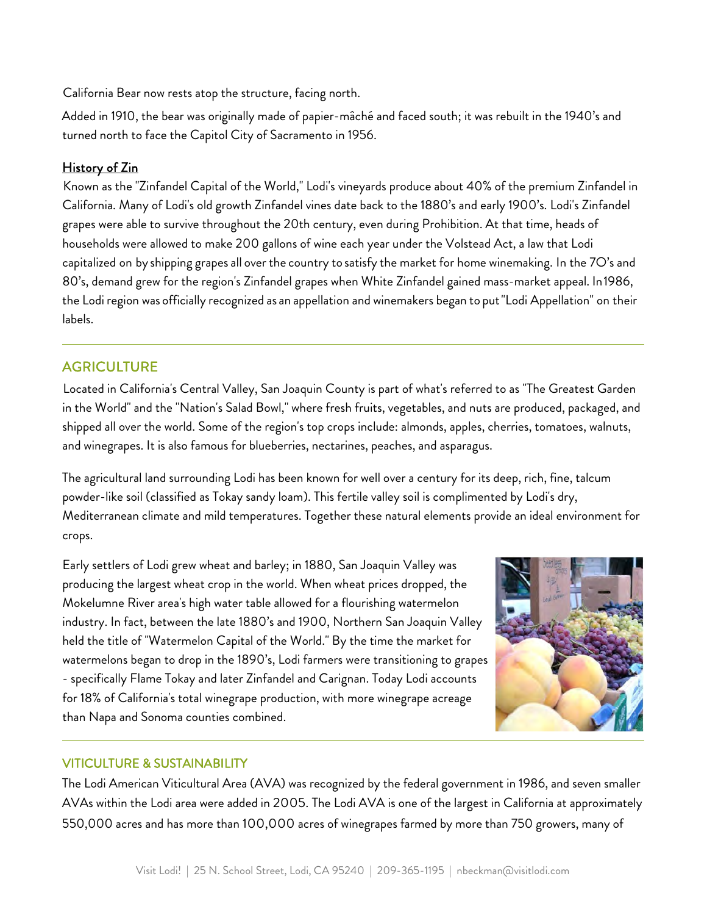California Bear now rests atop the structure, facing north.

Added in 1910, the bear was originally made of papier-mâché and faced south; it was rebuilt in the 1940's and turned north to face the Capitol City of Sacramento in 1956.

<u>History of Zin</u>

Known as the "Zinfandel Capital of the World," Lodi's vineyards produce about 40% of the premium Zinfandel in California. Many of Lodi's old growth Zinfandel vines date back to the 1880's and early 1900's. Lodi's Zinfandel grapes were able to survive throughout the 20th century, even during Prohibition. At that time, heads of households were allowed to make 200 gallons of wine each year under the Volstead Act, a law that Lodi capitalized on by shipping grapes all over the country to satisfy the market for home winemaking. In the 70's and 80's, demand grew for the region's Zinfandel grapes when White Zinfandel gained mass-market appeal. In 1986, the Lodi region was officially recognized as an appellation and winemakers began to put "Lodi Appellation" on their labels.

## AGRICULTURE

Located in California's Central Valley, San Joaquin County is part of what's referred to as "The Greatest Garden in the World" and the "Nation's Salad Bowl," where fresh fruits, vegetables, and nuts are produced, packaged, and shipped all over the world. Some of the region's top crops include: almonds, apples, cherries, tomatoes, walnuts, and winegrapes. It is also famous for blueberries, nectarines, peaches, and asparagus.

The agricultural land surrounding Lodi has been known for well over a century for its deep, rich, fine, talcum powder-like soil (classified as Tokay sandy loam). This fertile valley soil is complimented by Lodi's dry, Mediterranean climate and mild temperatures. Together these natural elements provide an ideal environment for crops.

Early settlers of Lodi grew wheat and barley; in 1880, San Joaquin Valley was producing the largest wheat crop in the world. When wheat prices dropped, the Mokelumne River area's high water table allowed for a flourishing watermelon industry. In fact, between the late 1880's and 1900, Northern San Joaquin Valley held the title of "Watermelon Capital of the World." By the time the market for watermelons began to drop in the 1890's, Lodi farmers were transitioning to grapes - specifically Flame Tokay and later Zinfandel and Carignan. Today Lodi accounts for 18% of California's total winegrape production, with more winegrape acreage than Napa and Sonoma counties combined.

## VITICULTURE & SUSTAINABILITY

The Lodi American Viticultural Area (AVA) was recognized by the federal government in 1986, and seven smaller AVAs within the Lodi area were added in 2005. The Lodi AVA is one of the largest in California at approximately 550,000 acres and has more than 100,000 acres of winegrapes farmed by more than 750 growers, many of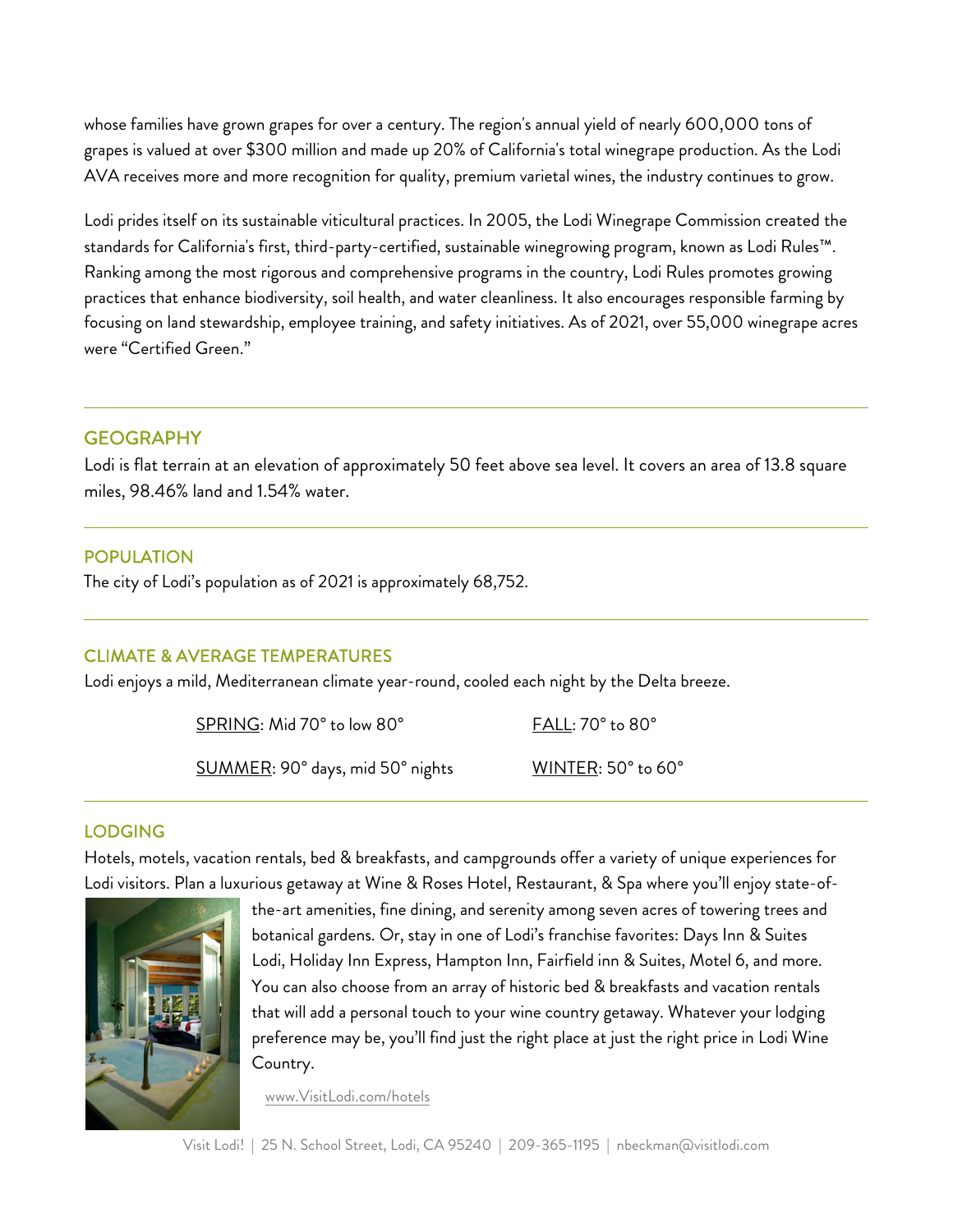whose families have grown grapes for over a century. The region's annual yield of nearly 600,000 tons of grapes is valued at over $300 million and made up 20% of California's total winegrape production. As the Lodi AVA receives more and more recognition for quality, premium varietal wines, the industry continues to grow.

Lodi prides itself on its sustainable viticultural practices. In 2005, the Lodi Winegrape Commission created the standards for California's first, third-party-certified, sustainable winegrowing program, known as Lodi Rules™. Ranking among the most rigorous and comprehensive programs in the country, Lodi Rules promotes growing practices that enhance biodiversity, soil health, and water cleanliness. It also encourages responsible farming by focusing on land stewardship, employee training, and safety initiatives. As of 2021, over 55,000 winegrape acres were "Certified Green."

## GEOGRAPHY

Lodi is flat terrain at an elevation of approximately 50 feet above sea level. It covers an area of 13.8 square miles, 98.46% land and 1.54% water.

## POPULATION

The city of Lodi's population as of 2021 is approximately 68,752.

## CLIMATE & AVERAGE TEMPERATURES

Lodi enjoys a mild, Mediterranean climate year-round, cooled each night by the Delta breeze.

SPRING: Mid 70° to low 80°

SUMMER: 90° days, mid 50° nights

FALL: 70° to 80°

WINTER: 50° to 60°

## LODGING

Hotels, motels, vacation rentals, bed & breakfasts, and campgrounds offer a variety of unique experiences for Lodi visitors. Plan a luxurious getaway at Wine & Roses Hotel, Restaurant, & Spa where you'll enjoy state-of-the-art amenities, fine dining, and serenity among seven acres of towering trees and botanical gardens. Or, stay in one of Lodi's franchise favorites: Days Inn & Suites Lodi, Holiday Inn Express, Hampton Inn, Fairfield inn & Suites, Motel 6, and more. You can also choose from an array of historic bed & breakfasts and vacation rentals that will add a personal touch to your wine country getaway. Whatever your lodging preference may be, you'll find just the right place at just the right price in Lodi Wine Country.

www.VisitLodi.com/hotels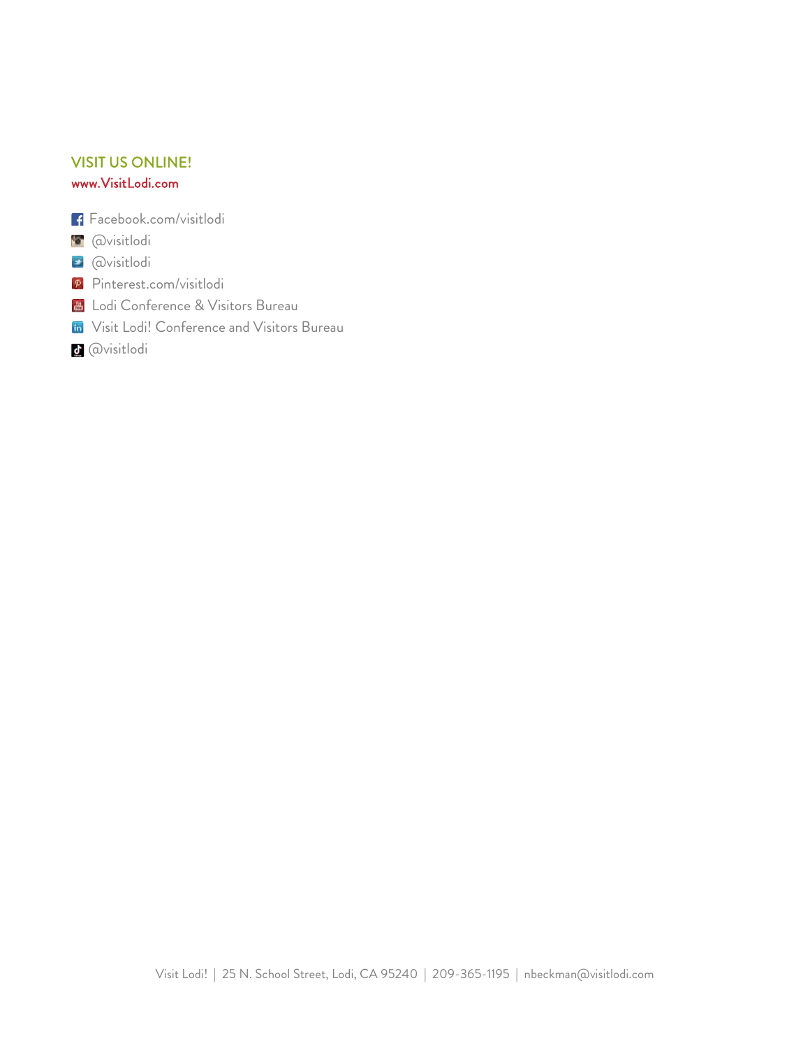## VISIT US ONLINE!

www.VisitLodi.com

- Facebook.com/visitlodi
- @visitlodi
- @visitlodi
- Pinterest.com/visitlodi
- Lodi Conference & Visitors Bureau
- Visit Lodi! Conference and Visitors Bureau
- @visitlodi

Visit Lodi! | 25 N. School Street, Lodi, CA 95240 | 209-365-1195 | nbeckman@visitlodi.com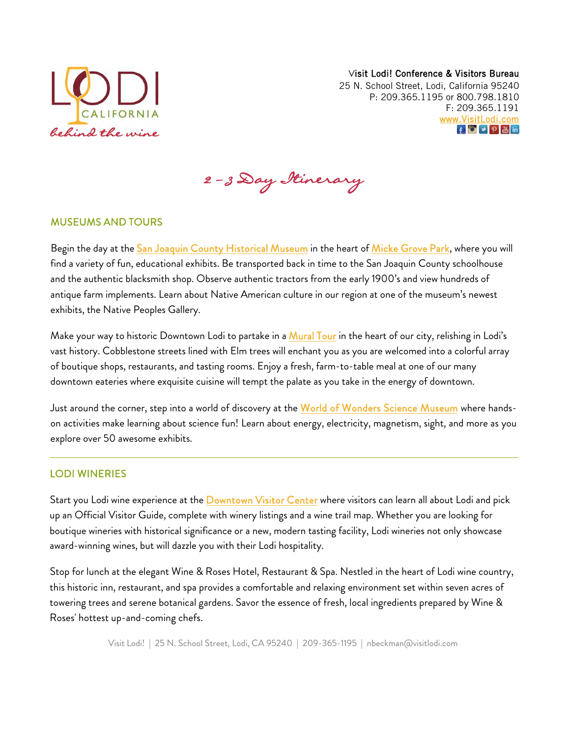Visit Lodi! Conference & Visitors Bureau
25 N. School Street, Lodi, California 95240
P: 209.365.1195 or 800.798.1810
F: 209.365.1191
www.VisitLodi.com

# 2 – 3 Day Itinerary

## MUSEUMS AND TOURS

Begin the day at the San Joaquin County Historical Museum in the heart of Micke Grove Park, where you will find a variety of fun, educational exhibits. Be transported back in time to the San Joaquin County schoolhouse and the authentic blacksmith shop. Observe authentic tractors from the early 1900's and view hundreds of antique farm implements. Learn about Native American culture in our region at one of the museum's newest exhibits, the Native Peoples Gallery.

Make your way to historic Downtown Lodi to partake in a Mural Tour in the heart of our city, relishing in Lodi's vast history. Cobblestone streets lined with Elm trees will enchant you as you are welcomed into a colorful array of boutique shops, restaurants, and tasting rooms. Enjoy a fresh, farm-to-table meal at one of our many downtown eateries where exquisite cuisine will tempt the palate as you take in the energy of downtown.

Just around the corner, step into a world of discovery at the World of Wonders Science Museum where hands-on activities make learning about science fun! Learn about energy, electricity, magnetism, sight, and more as you explore over 50 awesome exhibits.

---

## LODI WINERIES

Start you Lodi wine experience at the Downtown Visitor Center where visitors can learn all about Lodi and pick up an Official Visitor Guide, complete with winery listings and a wine trail map. Whether you are looking for boutique wineries with historical significance or a new, modern tasting facility, Lodi wineries not only showcase award-winning wines, but will dazzle you with their Lodi hospitality.

Stop for lunch at the elegant Wine & Roses Hotel, Restaurant & Spa. Nestled in the heart of Lodi wine country, this historic inn, restaurant, and spa provides a comfortable and relaxing environment set within seven acres of towering trees and serene botanical gardens. Savor the essence of fresh, local ingredients prepared by Wine & Roses' hottest up-and-coming chefs.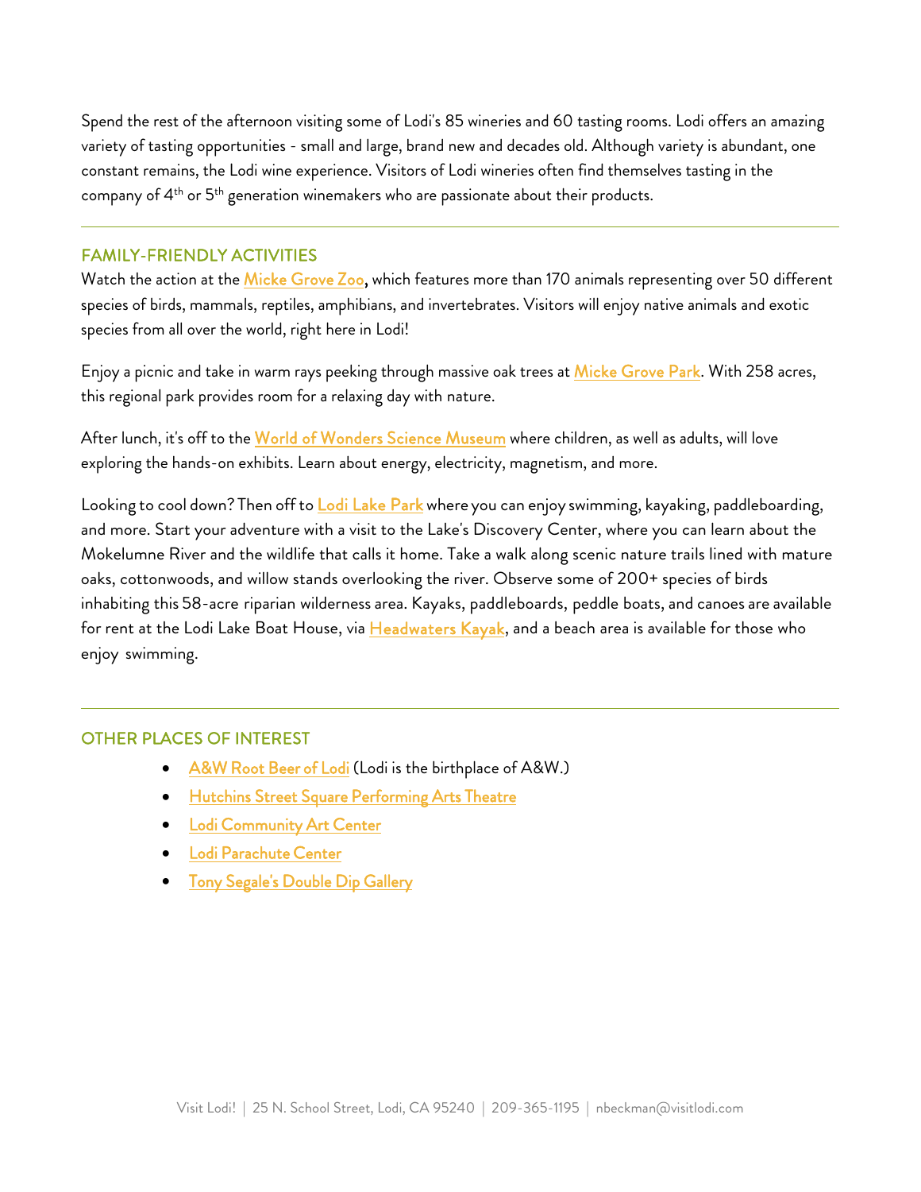Spend the rest of the afternoon visiting some of Lodi's 85 wineries and 60 tasting rooms. Lodi offers an amazing variety of tasting opportunities - small and large, brand new and decades old. Although variety is abundant, one constant remains, the Lodi wine experience. Visitors of Lodi wineries often find themselves tasting in the company of 4th or 5th generation winemakers who are passionate about their products.

---

## FAMILY-FRIENDLY ACTIVITIES

Watch the action at the Micke Grove Zoo, which features more than 170 animals representing over 50 different species of birds, mammals, reptiles, amphibians, and invertebrates. Visitors will enjoy native animals and exotic species from all over the world, right here in Lodi!

Enjoy a picnic and take in warm rays peeking through massive oak trees at Micke Grove Park. With 258 acres, this regional park provides room for a relaxing day with nature.

After lunch, it's off to the World of Wonders Science Museum where children, as well as adults, will love exploring the hands-on exhibits. Learn about energy, electricity, magnetism, and more.

Looking to cool down? Then off to Lodi Lake Park where you can enjoy swimming, kayaking, paddleboarding, and more. Start your adventure with a visit to the Lake's Discovery Center, where you can learn about the Mokelumne River and the wildlife that calls it home. Take a walk along scenic nature trails lined with mature oaks, cottonwoods, and willow stands overlooking the river. Observe some of 200+ species of birds inhabiting this 58-acre riparian wilderness area. Kayaks, paddleboards, peddle boats, and canoes are available for rent at the Lodi Lake Boat House, via Headwaters Kayak, and a beach area is available for those who enjoy swimming.

---

## OTHER PLACES OF INTEREST

- A&W Root Beer of Lodi (Lodi is the birthplace of A&W.)
- Hutchins Street Square Performing Arts Theatre
- Lodi Community Art Center
- Lodi Parachute Center
- Tony Segale's Double Dip Gallery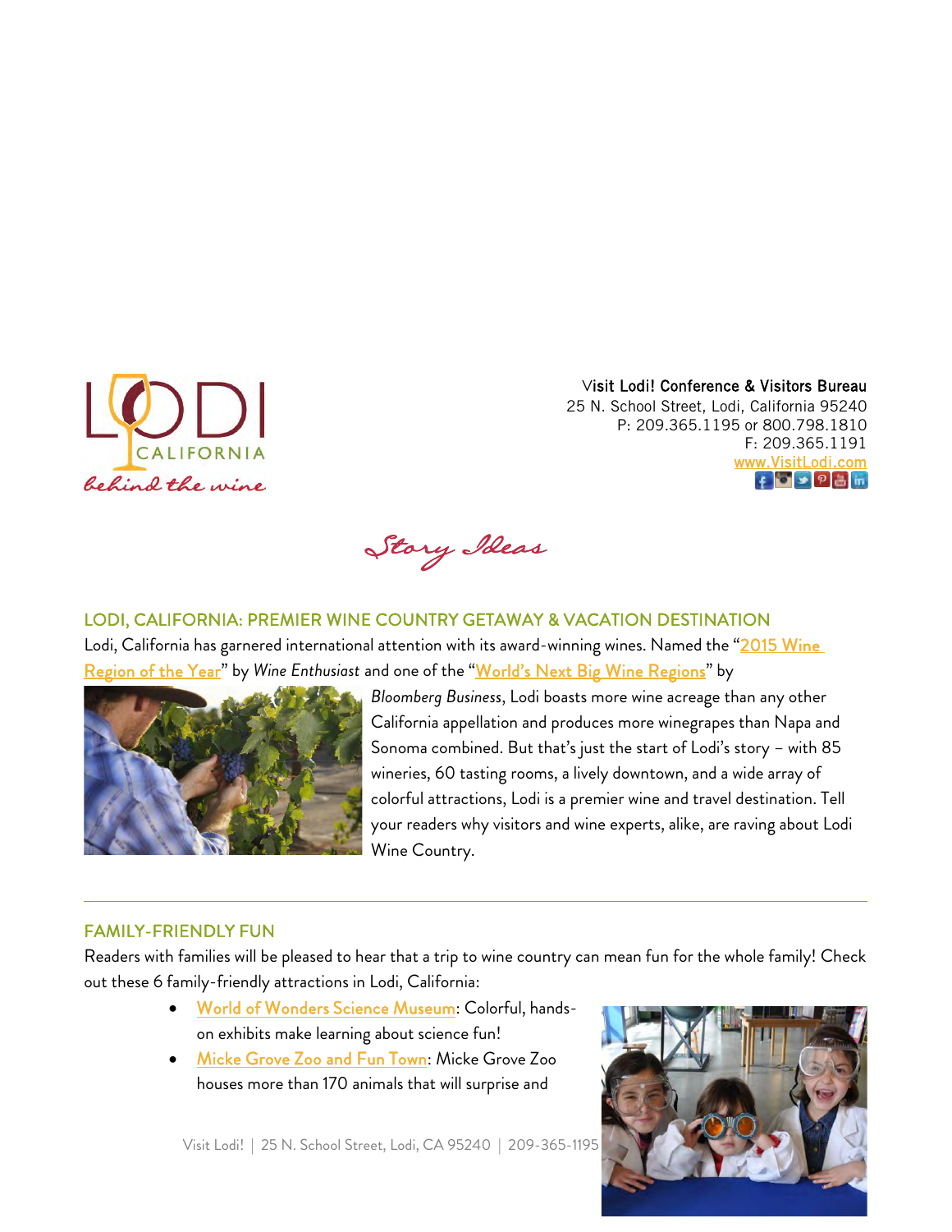Visit Lodi! Conference & Visitors Bureau
25 N. School Street, Lodi, California 95240
P: 209.365.1195 or 800.798.1810
F: 209.365.1191
www.VisitLodi.com

# Story Ideas

## LODI, CALIFORNIA: PREMIER WINE COUNTRY GETAWAY & VACATION DESTINATION

Lodi, California has garnered international attention with its award-winning wines. Named the "2015 Wine Region of the Year" by *Wine Enthusiast* and one of the "World's Next Big Wine Regions" by *Bloomberg Business*, Lodi boasts more wine acreage than any other California appellation and produces more winegrapes than Napa and Sonoma combined. But that's just the start of Lodi's story – with 85 wineries, 60 tasting rooms, a lively downtown, and a wide array of colorful attractions, Lodi is a premier wine and travel destination. Tell your readers why visitors and wine experts, alike, are raving about Lodi Wine Country.

---

## FAMILY-FRIENDLY FUN

Readers with families will be pleased to hear that a trip to wine country can mean fun for the whole family! Check out these 6 family-friendly attractions in Lodi, California:

- World of Wonders Science Museum: Colorful, hands-on exhibits make learning about science fun!
- Micke Grove Zoo and Fun Town: Micke Grove Zoo houses more than 170 animals that will surprise and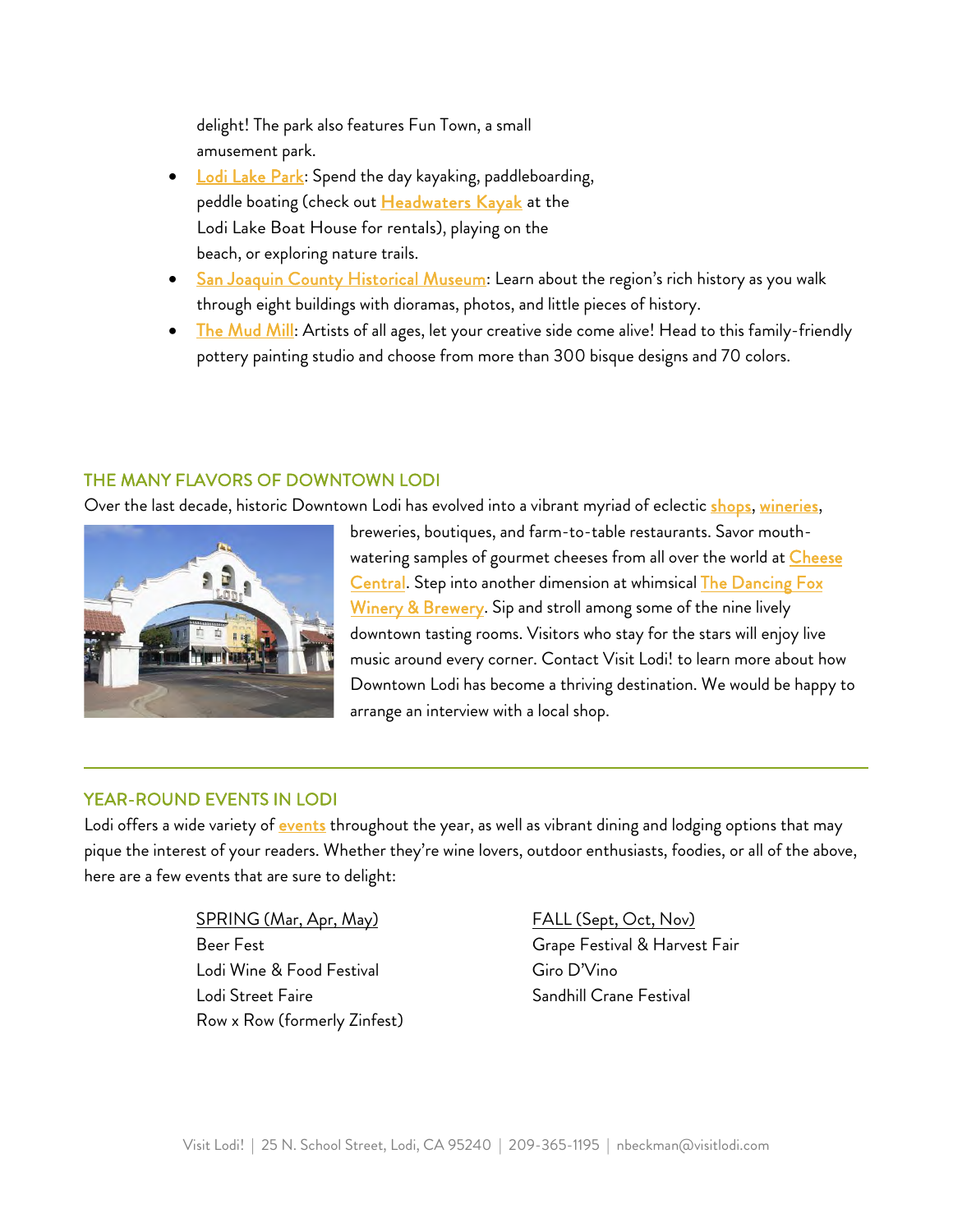delight! The park also features Fun Town, a small amusement park.

- Lodi Lake Park: Spend the day kayaking, paddleboarding, peddle boating (check out Headwaters Kayak at the Lodi Lake Boat House for rentals), playing on the beach, or exploring nature trails.
- San Joaquin County Historical Museum: Learn about the region's rich history as you walk through eight buildings with dioramas, photos, and little pieces of history.
- The Mud Mill: Artists of all ages, let your creative side come alive! Head to this family-friendly pottery painting studio and choose from more than 300 bisque designs and 70 colors.

## THE MANY FLAVORS OF DOWNTOWN LODI

Over the last decade, historic Downtown Lodi has evolved into a vibrant myriad of eclectic shops, wineries, breweries, boutiques, and farm-to-table restaurants. Savor mouth-watering samples of gourmet cheeses from all over the world at Cheese Central. Step into another dimension at whimsical The Dancing Fox Winery & Brewery. Sip and stroll among some of the nine lively downtown tasting rooms. Visitors who stay for the stars will enjoy live music around every corner. Contact Visit Lodi! to learn more about how Downtown Lodi has become a thriving destination. We would be happy to arrange an interview with a local shop.

---

## YEAR-ROUND EVENTS IN LODI

Lodi offers a wide variety of events throughout the year, as well as vibrant dining and lodging options that may pique the interest of your readers. Whether they're wine lovers, outdoor enthusiasts, foodies, or all of the above, here are a few events that are sure to delight:

SPRING (Mar, Apr, May)
Beer Fest
Lodi Wine & Food Festival
Lodi Street Faire
Row x Row (formerly Zinfest)

FALL (Sept, Oct, Nov)
Grape Festival & Harvest Fair
Giro D'Vino
Sandhill Crane Festival

Visit Lodi! | 25 N. School Street, Lodi, CA 95240 | 209-365-1195 | nbeckman@visitlodi.com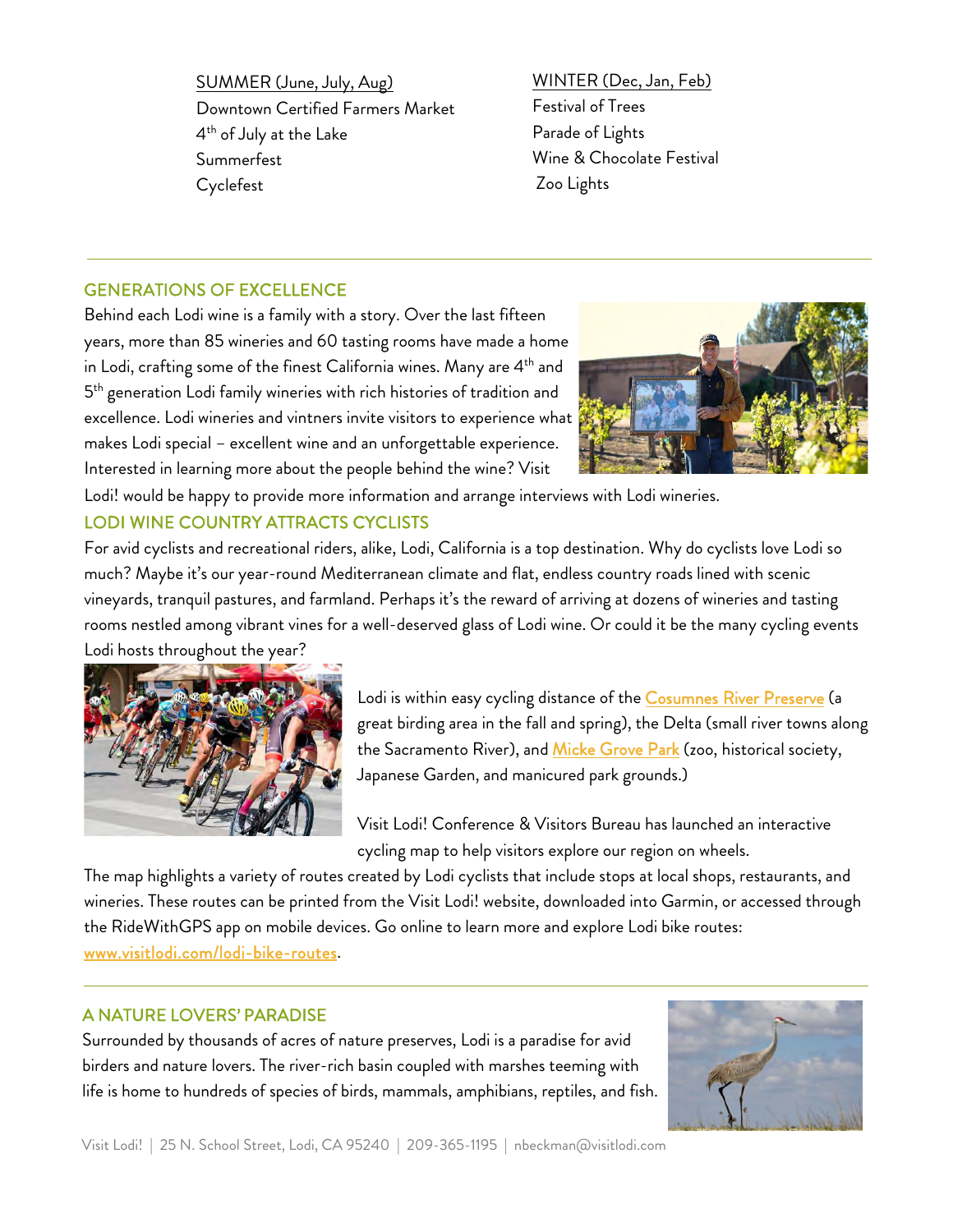SUMMER (June, July, Aug)

Downtown Certified Farmers Market
4th of July at the Lake
Summerfest
Cyclefest

WINTER (Dec, Jan, Feb)

Festival of Trees
Parade of Lights
Wine & Chocolate Festival
Zoo Lights

---

## GENERATIONS OF EXCELLENCE

Behind each Lodi wine is a family with a story. Over the last fifteen years, more than 85 wineries and 60 tasting rooms have made a home in Lodi, crafting some of the finest California wines. Many are 4th and 5th generation Lodi family wineries with rich histories of tradition and excellence. Lodi wineries and vintners invite visitors to experience what makes Lodi special – excellent wine and an unforgettable experience. Interested in learning more about the people behind the wine? Visit Lodi! would be happy to provide more information and arrange interviews with Lodi wineries.

## LODI WINE COUNTRY ATTRACTS CYCLISTS

For avid cyclists and recreational riders, alike, Lodi, California is a top destination. Why do cyclists love Lodi so much? Maybe it's our year-round Mediterranean climate and flat, endless country roads lined with scenic vineyards, tranquil pastures, and farmland. Perhaps it's the reward of arriving at dozens of wineries and tasting rooms nestled among vibrant vines for a well-deserved glass of Lodi wine. Or could it be the many cycling events Lodi hosts throughout the year?

Lodi is within easy cycling distance of the Cosumnes River Preserve (a great birding area in the fall and spring), the Delta (small river towns along the Sacramento River), and Micke Grove Park (zoo, historical society, Japanese Garden, and manicured park grounds.)

Visit Lodi! Conference & Visitors Bureau has launched an interactive cycling map to help visitors explore our region on wheels. The map highlights a variety of routes created by Lodi cyclists that include stops at local shops, restaurants, and wineries. These routes can be printed from the Visit Lodi! website, downloaded into Garmin, or accessed through the RideWithGPS app on mobile devices. Go online to learn more and explore Lodi bike routes: www.visitlodi.com/lodi-bike-routes.

---

## A NATURE LOVERS' PARADISE

Surrounded by thousands of acres of nature preserves, Lodi is a paradise for avid birders and nature lovers. The river-rich basin coupled with marshes teeming with life is home to hundreds of species of birds, mammals, amphibians, reptiles, and fish.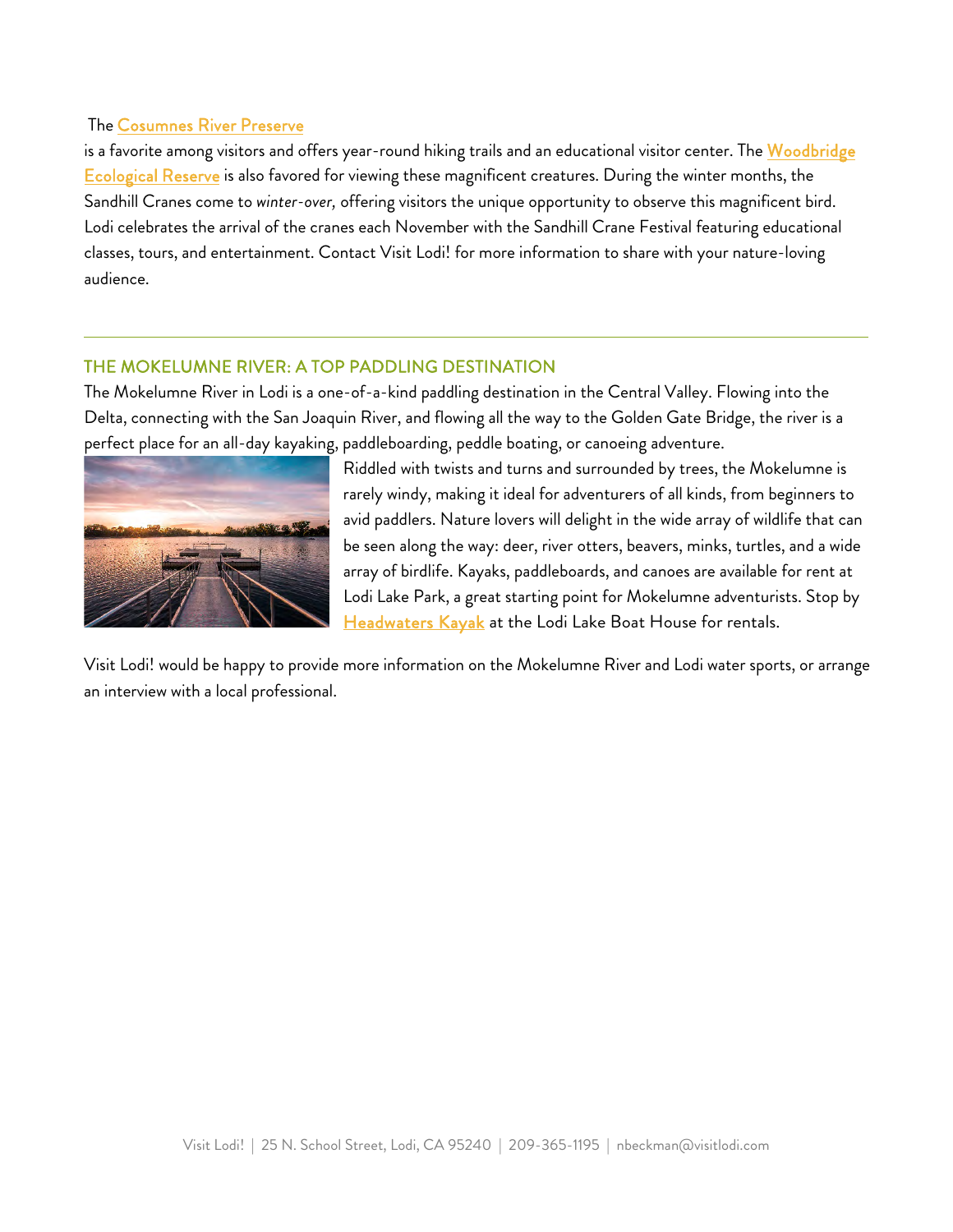The Cosumnes River Preserve is a favorite among visitors and offers year-round hiking trails and an educational visitor center. The Woodbridge Ecological Reserve is also favored for viewing these magnificent creatures. During the winter months, the Sandhill Cranes come to *winter-over,* offering visitors the unique opportunity to observe this magnificent bird. Lodi celebrates the arrival of the cranes each November with the Sandhill Crane Festival featuring educational classes, tours, and entertainment. Contact Visit Lodi! for more information to share with your nature-loving audience.

---

## THE MOKELUMNE RIVER: A TOP PADDLING DESTINATION

The Mokelumne River in Lodi is a one-of-a-kind paddling destination in the Central Valley. Flowing into the Delta, connecting with the San Joaquin River, and flowing all the way to the Golden Gate Bridge, the river is a perfect place for an all-day kayaking, paddleboarding, peddle boating, or canoeing adventure.

Riddled with twists and turns and surrounded by trees, the Mokelumne is rarely windy, making it ideal for adventurers of all kinds, from beginners to avid paddlers. Nature lovers will delight in the wide array of wildlife that can be seen along the way: deer, river otters, beavers, minks, turtles, and a wide array of birdlife. Kayaks, paddleboards, and canoes are available for rent at Lodi Lake Park, a great starting point for Mokelumne adventurists. Stop by Headwaters Kayak at the Lodi Lake Boat House for rentals.

Visit Lodi! would be happy to provide more information on the Mokelumne River and Lodi water sports, or arrange an interview with a local professional.